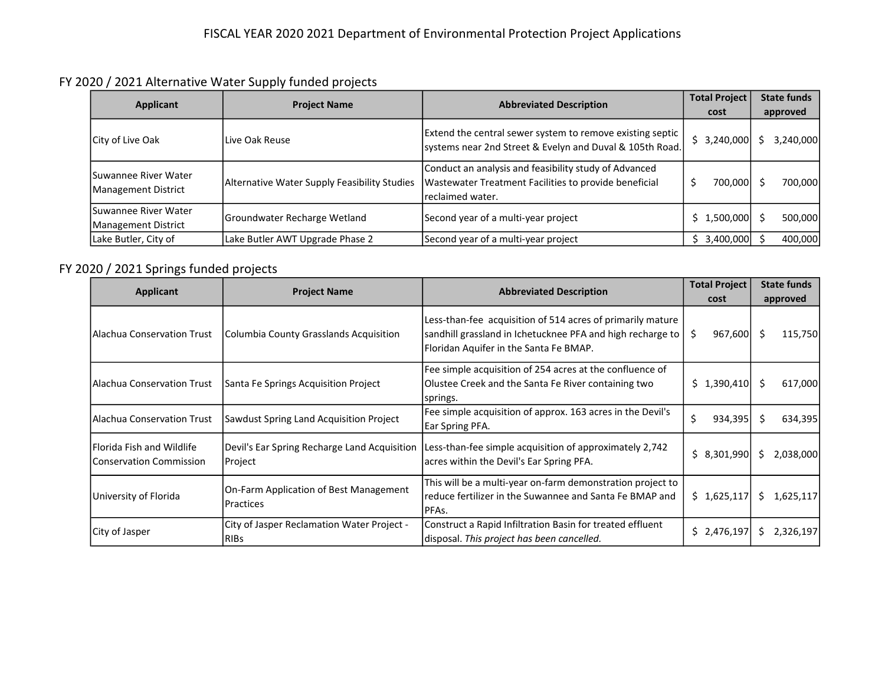# FISCAL YEAR 2020 2021 Department of Environmental Protection Project Applications

## FY 2020 / 2021 Alternative Water Supply funded projects

| Applicant | Project Name | Abbreviated Description | Total Project cost | State funds approved |
|---|---|---|---|---|
| City of Live Oak | Live Oak Reuse | Extend the central sewer system to remove existing septic systems near 2nd Street & Evelyn and Duval & 105th Road. | $ 3,240,000 | $ 3,240,000 |
| Suwannee River Water Management District | Alternative Water Supply Feasibility Studies | Conduct an analysis and feasibility study of Advanced Wastewater Treatment Facilities to provide beneficial reclaimed water. | $ 700,000 | $ 700,000 |
| Suwannee River Water Management District | Groundwater Recharge Wetland | Second year of a multi-year project | $ 1,500,000 | $ 500,000 |
| Lake Butler, City of | Lake Butler AWT Upgrade Phase 2 | Second year of a multi-year project | $ 3,400,000 | $ 400,000 |

## FY 2020 / 2021 Springs funded projects

| Applicant | Project Name | Abbreviated Description | Total Project cost | State funds approved |
|---|---|---|---|---|
| Alachua Conservation Trust | Columbia County Grasslands Acquisition | Less-than-fee acquisition of 514 acres of primarily mature sandhill grassland in Ichetucknee PFA and high recharge to Floridan Aquifer in the Santa Fe BMAP. | $ 967,600 | $ 115,750 |
| Alachua Conservation Trust | Santa Fe Springs Acquisition Project | Fee simple acquisition of 254 acres at the confluence of Olustee Creek and the Santa Fe River containing two springs. | $ 1,390,410 | $ 617,000 |
| Alachua Conservation Trust | Sawdust Spring Land Acquisition Project | Fee simple acquisition of approx. 163 acres in the Devil's Ear Spring PFA. | $ 934,395 | $ 634,395 |
| Florida Fish and Wildlife Conservation Commission | Devil's Ear Spring Recharge Land Acquisition Project | Less-than-fee simple acquisition of approximately 2,742 acres within the Devil's Ear Spring PFA. | $ 8,301,990 | $ 2,038,000 |
| University of Florida | On-Farm Application of Best Management Practices | This will be a multi-year on-farm demonstration project to reduce fertilizer in the Suwannee and Santa Fe BMAP and PFAs. | $ 1,625,117 | $ 1,625,117 |
| City of Jasper | City of Jasper Reclamation Water Project - RIBs | Construct a Rapid Infiltration Basin for treated effluent disposal. *This project has been cancelled.* | $ 2,476,197 | $ 2,326,197 |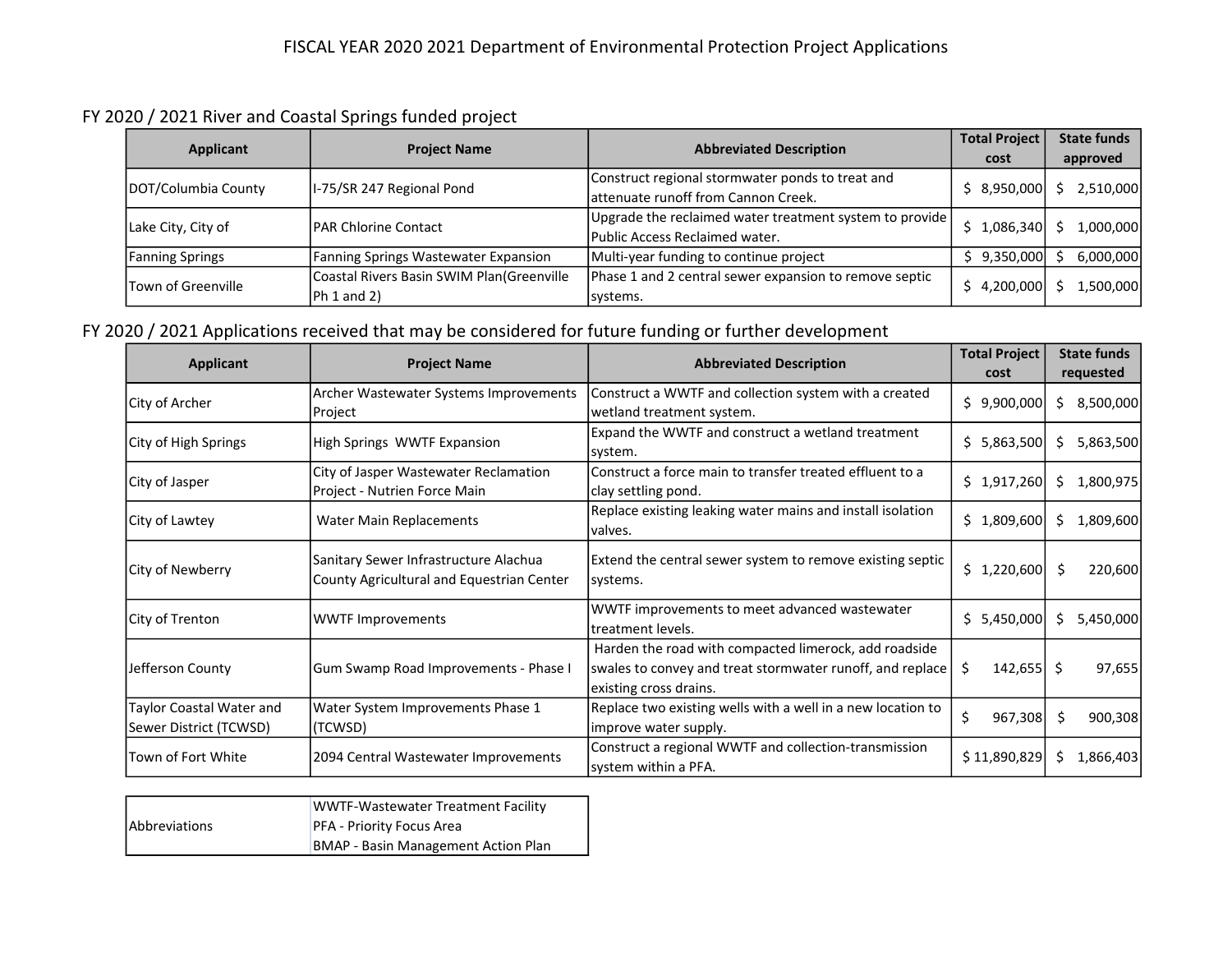# FISCAL YEAR 2020 2021 Department of Environmental Protection Project Applications

## FY 2020 / 2021 River and Coastal Springs funded project

| Applicant | Project Name | Abbreviated Description | Total Project cost | State funds approved |
| --- | --- | --- | --- | --- |
| DOT/Columbia County | I-75/SR 247 Regional Pond | Construct regional stormwater ponds to treat and attenuate runoff from Cannon Creek. | $ 8,950,000 | $ 2,510,000 |
| Lake City, City of | PAR Chlorine Contact | Upgrade the reclaimed water treatment system to provide Public Access Reclaimed water. | $ 1,086,340 | $ 1,000,000 |
| Fanning Springs | Fanning Springs Wastewater Expansion | Multi-year funding to continue project | $ 9,350,000 | $ 6,000,000 |
| Town of Greenville | Coastal Rivers Basin SWIM Plan(Greenville Ph 1 and 2) | Phase 1 and 2 central sewer expansion to remove septic systems. | $ 4,200,000 | $ 1,500,000 |

## FY 2020 / 2021 Applications received that may be considered for future funding or further development

| Applicant | Project Name | Abbreviated Description | Total Project cost | State funds requested |
| --- | --- | --- | --- | --- |
| City of Archer | Archer Wastewater Systems Improvements Project | Construct a WWTF and collection system with a created wetland treatment system. | $ 9,900,000 | $ 8,500,000 |
| City of High Springs | High Springs WWTF Expansion | Expand the WWTF and construct a wetland treatment system. | $ 5,863,500 | $ 5,863,500 |
| City of Jasper | City of Jasper Wastewater Reclamation Project - Nutrien Force Main | Construct a force main to transfer treated effluent to a clay settling pond. | $ 1,917,260 | $ 1,800,975 |
| City of Lawtey | Water Main Replacements | Replace existing leaking water mains and install isolation valves. | $ 1,809,600 | $ 1,809,600 |
| City of Newberry | Sanitary Sewer Infrastructure Alachua County Agricultural and Equestrian Center | Extend the central sewer system to remove existing septic systems. | $ 1,220,600 | $ 220,600 |
| City of Trenton | WWTF Improvements | WWTF improvements to meet advanced wastewater treatment levels. | $ 5,450,000 | $ 5,450,000 |
| Jefferson County | Gum Swamp Road Improvements - Phase I | Harden the road with compacted limerock, add roadside swales to convey and treat stormwater runoff, and replace existing cross drains. | $ 142,655 | $ 97,655 |
| Taylor Coastal Water and Sewer District (TCWSD) | Water System Improvements Phase 1 (TCWSD) | Replace two existing wells with a well in a new location to improve water supply. | $ 967,308 | $ 900,308 |
| Town of Fort White | 2094 Central Wastewater Improvements | Construct a regional WWTF and collection-transmission system within a PFA. | $ 11,890,829 | $ 1,866,403 |

| | |
| --- | --- |
| Abbreviations | WWTF-Wastewater Treatment Facility<br>PFA - Priority Focus Area<br>BMAP - Basin Management Action Plan |